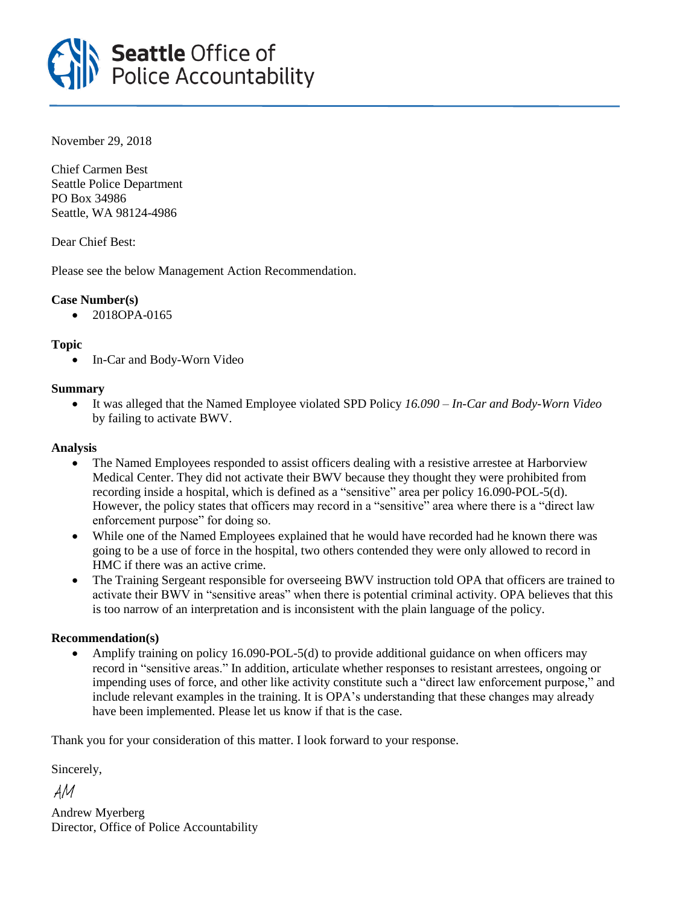**Seattle** Office of Police Accountability

November 29, 2018

Chief Carmen Best
Seattle Police Department
PO Box 34986
Seattle, WA 98124-4986

Dear Chief Best:

Please see the below Management Action Recommendation.

**Case Number(s)**

- 2018OPA-0165

**Topic**

- In-Car and Body-Worn Video

**Summary**

- It was alleged that the Named Employee violated SPD Policy *16.090 – In-Car and Body-Worn Video* by failing to activate BWV.

**Analysis**

- The Named Employees responded to assist officers dealing with a resistive arrestee at Harborview Medical Center. They did not activate their BWV because they thought they were prohibited from recording inside a hospital, which is defined as a "sensitive" area per policy 16.090-POL-5(d). However, the policy states that officers may record in a "sensitive" area where there is a "direct law enforcement purpose" for doing so.
- While one of the Named Employees explained that he would have recorded had he known there was going to be a use of force in the hospital, two others contended they were only allowed to record in HMC if there was an active crime.
- The Training Sergeant responsible for overseeing BWV instruction told OPA that officers are trained to activate their BWV in "sensitive areas" when there is potential criminal activity. OPA believes that this is too narrow of an interpretation and is inconsistent with the plain language of the policy.

**Recommendation(s)**

- Amplify training on policy 16.090-POL-5(d) to provide additional guidance on when officers may record in "sensitive areas." In addition, articulate whether responses to resistant arrestees, ongoing or impending uses of force, and other like activity constitute such a "direct law enforcement purpose," and include relevant examples in the training. It is OPA's understanding that these changes may already have been implemented. Please let us know if that is the case.

Thank you for your consideration of this matter. I look forward to your response.

Sincerely,

*AM*

Andrew Myerberg
Director, Office of Police Accountability